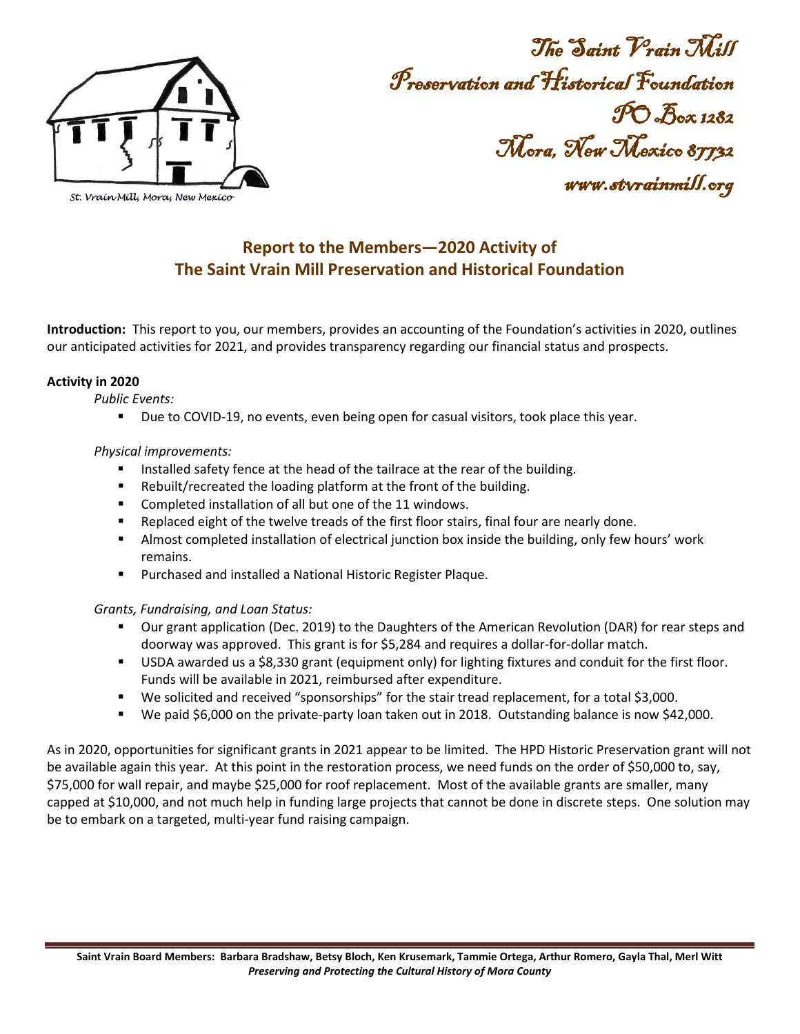St. Vrain Mill, Mora, New Mexico

The Saint Vrain Mill
Preservation and Historical Foundation
PO Box 1282
Mora, New Mexico 87732
www.stvrainmill.org

## Report to the Members—2020 Activity of The Saint Vrain Mill Preservation and Historical Foundation

**Introduction:** This report to you, our members, provides an accounting of the Foundation's activities in 2020, outlines our anticipated activities for 2021, and provides transparency regarding our financial status and prospects.

### Activity in 2020

*Public Events:*

- Due to COVID-19, no events, even being open for casual visitors, took place this year.

*Physical improvements:*

- Installed safety fence at the head of the tailrace at the rear of the building.
- Rebuilt/recreated the loading platform at the front of the building.
- Completed installation of all but one of the 11 windows.
- Replaced eight of the twelve treads of the first floor stairs, final four are nearly done.
- Almost completed installation of electrical junction box inside the building, only few hours' work remains.
- Purchased and installed a National Historic Register Plaque.

*Grants, Fundraising, and Loan Status:*

- Our grant application (Dec. 2019) to the Daughters of the American Revolution (DAR) for rear steps and doorway was approved. This grant is for $5,284 and requires a dollar-for-dollar match.
- USDA awarded us a $8,330 grant (equipment only) for lighting fixtures and conduit for the first floor. Funds will be available in 2021, reimbursed after expenditure.
- We solicited and received "sponsorships" for the stair tread replacement, for a total $3,000.
- We paid $6,000 on the private-party loan taken out in 2018. Outstanding balance is now $42,000.

As in 2020, opportunities for significant grants in 2021 appear to be limited. The HPD Historic Preservation grant will not be available again this year. At this point in the restoration process, we need funds on the order of $50,000 to, say, $75,000 for wall repair, and maybe $25,000 for roof replacement. Most of the available grants are smaller, many capped at $10,000, and not much help in funding large projects that cannot be done in discrete steps. One solution may be to embark on a targeted, multi-year fund raising campaign.

**Saint Vrain Board Members: Barbara Bradshaw, Betsy Bloch, Ken Krusemark, Tammie Ortega, Arthur Romero, Gayla Thal, Merl Witt**
***Preserving and Protecting the Cultural History of Mora County***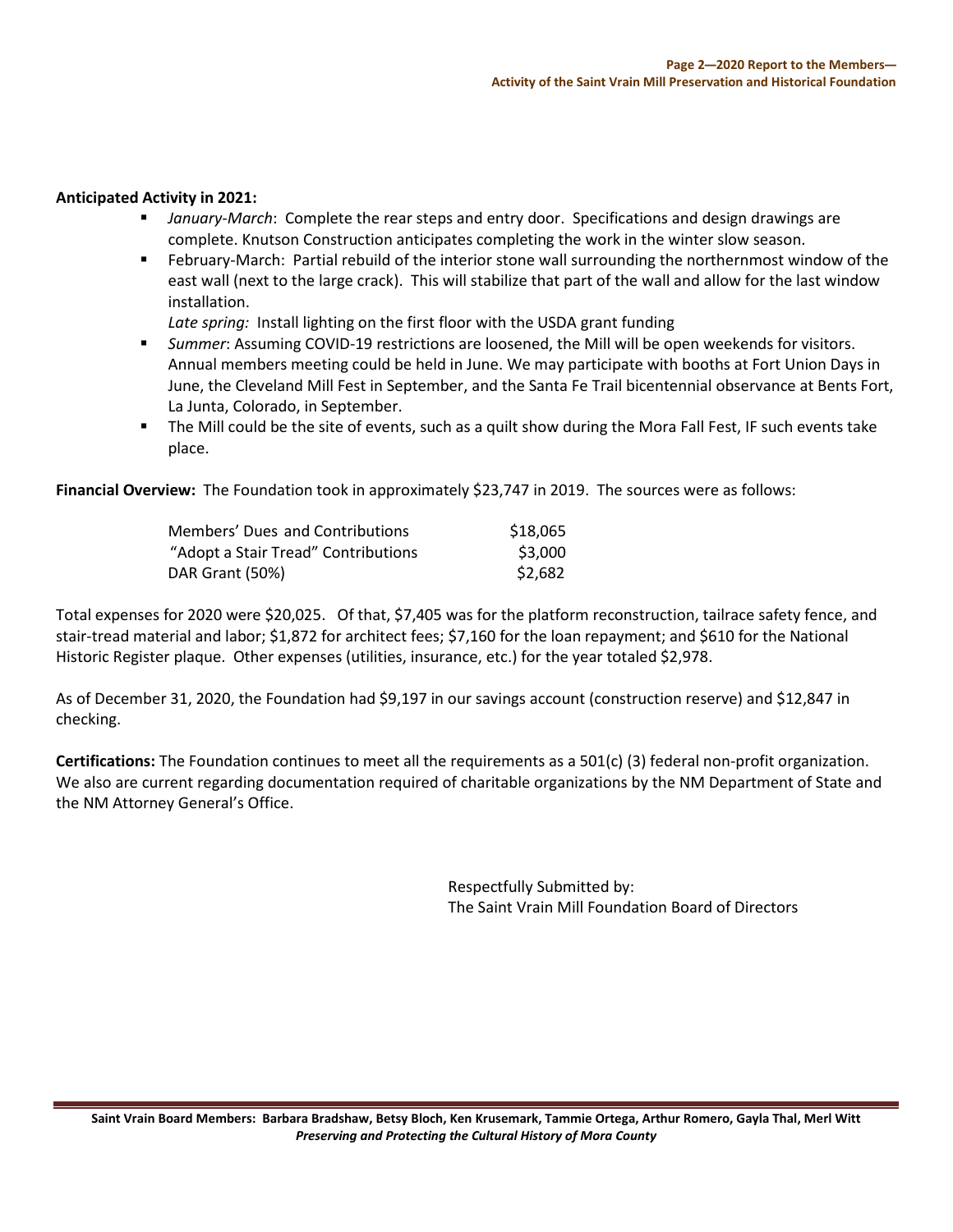**Anticipated Activity in 2021:**

- *January-March*: Complete the rear steps and entry door. Specifications and design drawings are complete. Knutson Construction anticipates completing the work in the winter slow season.
- February-March: Partial rebuild of the interior stone wall surrounding the northernmost window of the east wall (next to the large crack). This will stabilize that part of the wall and allow for the last window installation.
  *Late spring:* Install lighting on the first floor with the USDA grant funding
- *Summer*: Assuming COVID-19 restrictions are loosened, the Mill will be open weekends for visitors. Annual members meeting could be held in June. We may participate with booths at Fort Union Days in June, the Cleveland Mill Fest in September, and the Santa Fe Trail bicentennial observance at Bents Fort, La Junta, Colorado, in September.
- The Mill could be the site of events, such as a quilt show during the Mora Fall Fest, IF such events take place.

**Financial Overview:** The Foundation took in approximately $23,747 in 2019. The sources were as follows:

| | |
|---|---|
| Members' Dues and Contributions | $18,065 |
| "Adopt a Stair Tread" Contributions | $3,000 |
| DAR Grant (50%) | $2,682 |

Total expenses for 2020 were $20,025. Of that, $7,405 was for the platform reconstruction, tailrace safety fence, and stair-tread material and labor; $1,872 for architect fees; $7,160 for the loan repayment; and $610 for the National Historic Register plaque. Other expenses (utilities, insurance, etc.) for the year totaled $2,978.

As of December 31, 2020, the Foundation had $9,197 in our savings account (construction reserve) and $12,847 in checking.

**Certifications:** The Foundation continues to meet all the requirements as a 501(c) (3) federal non-profit organization. We also are current regarding documentation required of charitable organizations by the NM Department of State and the NM Attorney General's Office.

Respectfully Submitted by:
The Saint Vrain Mill Foundation Board of Directors

**Saint Vrain Board Members: Barbara Bradshaw, Betsy Bloch, Ken Krusemark, Tammie Ortega, Arthur Romero, Gayla Thal, Merl Witt**
***Preserving and Protecting the Cultural History of Mora County***